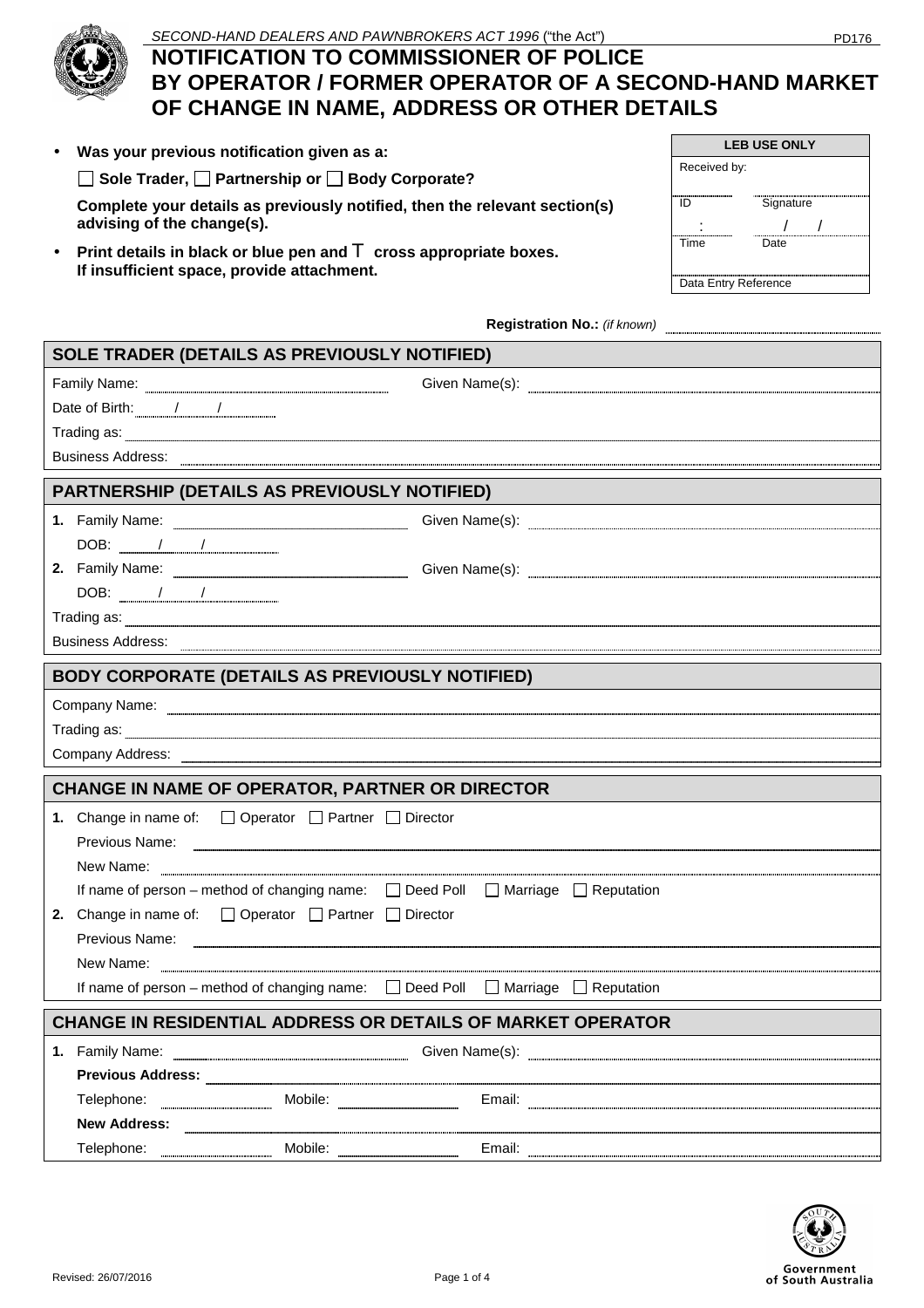*SECOND-HAND DEALERS AND PAWNBROKERS ACT 1996* ("the Act")

PD176

# NOTIFICATION TO COMMISSIONER OF POLICE BY OPERATOR / FORMER OPERATOR OF A SECOND-HAND MARKET OF CHANGE IN NAME, ADDRESS OR OTHER DETAILS

- **Was your previous notification given as a:**

  ☐ **Sole Trader,** ☐ **Partnership or** ☐ **Body Corporate?**

  **Complete your details as previously notified, then the relevant section(s) advising of the change(s).**

- **Print details in black or blue pen and ⊤ cross appropriate boxes. If insufficient space, provide attachment.**

| LEB USE ONLY | |
|---|---|
| Received by: | |
| ID | Signature |
| : | / / |
| Time | Date |
| Data Entry Reference | |

**Registration No.:** *(if known)* ____________________

## SOLE TRADER (DETAILS AS PREVIOUSLY NOTIFIED)

Family Name: ____________________ Given Name(s): ____________________

Date of Birth: ____ / ____ / ____

Trading as: ____________________

Business Address: ____________________

## PARTNERSHIP (DETAILS AS PREVIOUSLY NOTIFIED)

**1.** Family Name: ____________________ Given Name(s): ____________________

DOB: ____ / ____ / ____

**2.** Family Name: ____________________ Given Name(s): ____________________

DOB: ____ / ____ / ____

Trading as: ____________________

Business Address: ____________________

## BODY CORPORATE (DETAILS AS PREVIOUSLY NOTIFIED)

Company Name: ____________________

Trading as: ____________________

Company Address: ____________________

## CHANGE IN NAME OF OPERATOR, PARTNER OR DIRECTOR

**1.** Change in name of: ☐ Operator ☐ Partner ☐ Director

Previous Name: ____________________

New Name: ____________________

If name of person – method of changing name: ☐ Deed Poll ☐ Marriage ☐ Reputation

**2.** Change in name of: ☐ Operator ☐ Partner ☐ Director

Previous Name: ____________________

New Name: ____________________

If name of person – method of changing name: ☐ Deed Poll ☐ Marriage ☐ Reputation

## CHANGE IN RESIDENTIAL ADDRESS OR DETAILS OF MARKET OPERATOR

**1.** Family Name: ____________________ Given Name(s): ____________________

**Previous Address:** ____________________

Telephone: __________ Mobile: __________ Email: __________

**New Address:** ____________________

Telephone: __________ Mobile: __________ Email: __________

Revised: 26/07/2016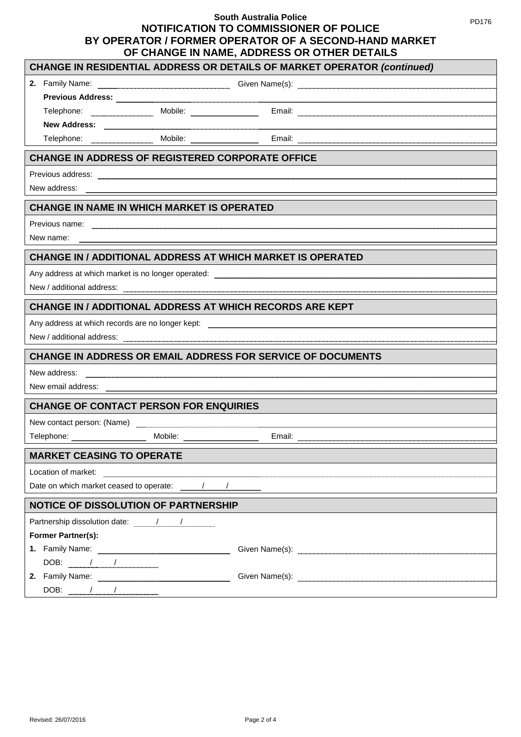**South Australia Police**

PD176

# NOTIFICATION TO COMMISSIONER OF POLICE BY OPERATOR / FORMER OPERATOR OF A SECOND-HAND MARKET OF CHANGE IN NAME, ADDRESS OR OTHER DETAILS

## CHANGE IN RESIDENTIAL ADDRESS OR DETAILS OF MARKET OPERATOR *(continued)*

**2.** Family Name: ____________ Given Name(s): ____________

**Previous Address:** ____________

Telephone: ____________ Mobile: ____________ Email: ____________

**New Address:** ____________

Telephone: ____________ Mobile: ____________ Email: ____________

## CHANGE IN ADDRESS OF REGISTERED CORPORATE OFFICE

Previous address: ____________

New address: ____________

## CHANGE IN NAME IN WHICH MARKET IS OPERATED

Previous name: ____________

New name: ____________

## CHANGE IN / ADDITIONAL ADDRESS AT WHICH MARKET IS OPERATED

Any address at which market is no longer operated: ____________

New / additional address: ____________

## CHANGE IN / ADDITIONAL ADDRESS AT WHICH RECORDS ARE KEPT

Any address at which records are no longer kept: ____________

New / additional address: ____________

## CHANGE IN ADDRESS OR EMAIL ADDRESS FOR SERVICE OF DOCUMENTS

New address: ____________

New email address: ____________

## CHANGE OF CONTACT PERSON FOR ENQUIRIES

New contact person: (Name) ____________

Telephone: ____________ Mobile: ____________ Email: ____________

## MARKET CEASING TO OPERATE

Location of market: ____________

Date on which market ceased to operate: ____ / ____ / ________

## NOTICE OF DISSOLUTION OF PARTNERSHIP

Partnership dissolution date: ____ / ____ / ________

**Former Partner(s):**

**1.** Family Name: ____________ Given Name(s): ____________

DOB: ____ / ____ / ________

**2.** Family Name: ____________ Given Name(s): ____________

DOB: ____ / ____ / ________

Revised: 26/07/2016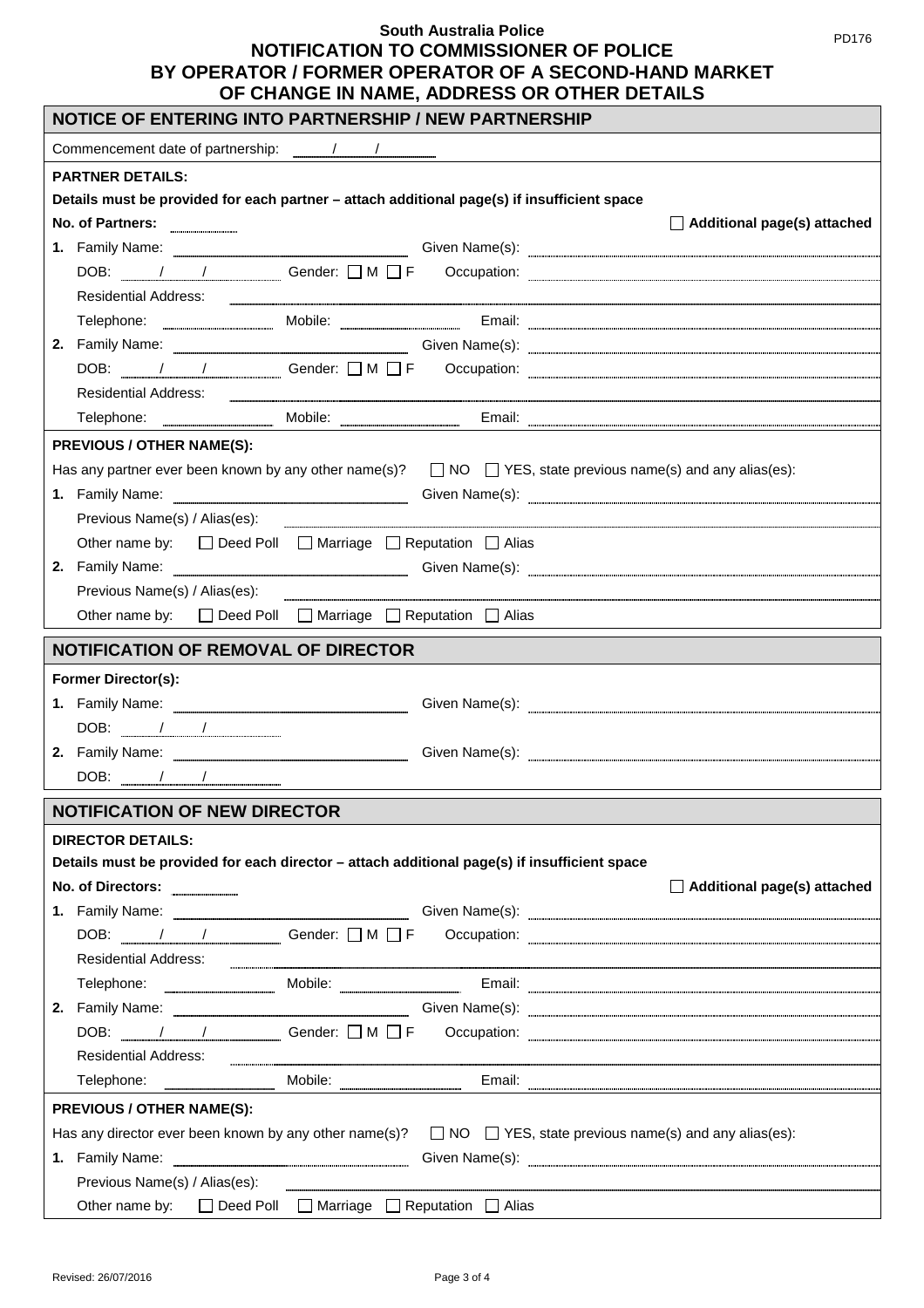**South Australia Police**

# NOTIFICATION TO COMMISSIONER OF POLICE BY OPERATOR / FORMER OPERATOR OF A SECOND-HAND MARKET OF CHANGE IN NAME, ADDRESS OR OTHER DETAILS

PD176

## NOTICE OF ENTERING INTO PARTNERSHIP / NEW PARTNERSHIP

Commencement date of partnership: ____ / ____ / ____

**PARTNER DETAILS:**

**Details must be provided for each partner – attach additional page(s) if insufficient space**

**No. of Partners:** ________ ☐ **Additional page(s) attached**

**1.** Family Name: ____________ Given Name(s): ____________

DOB: ____ / ____ / ____ Gender: ☐ M ☐ F Occupation: ____________

Residential Address: ____________

Telephone: ________ Mobile: ________ Email: ____________

**2.** Family Name: ____________ Given Name(s): ____________

DOB: ____ / ____ / ____ Gender: ☐ M ☐ F Occupation: ____________

Residential Address: ____________

Telephone: ________ Mobile: ________ Email: ____________

**PREVIOUS / OTHER NAME(S):**

Has any partner ever been known by any other name(s)? ☐ NO ☐ YES, state previous name(s) and any alias(es):

**1.** Family Name: ____________ Given Name(s): ____________

Previous Name(s) / Alias(es): ____________

Other name by: ☐ Deed Poll ☐ Marriage ☐ Reputation ☐ Alias

**2.** Family Name: ____________ Given Name(s): ____________

Previous Name(s) / Alias(es): ____________

Other name by: ☐ Deed Poll ☐ Marriage ☐ Reputation ☐ Alias

## NOTIFICATION OF REMOVAL OF DIRECTOR

**Former Director(s):**

**1.** Family Name: ____________ Given Name(s): ____________

DOB: ____ / ____ / ____

**2.** Family Name: ____________ Given Name(s): ____________

DOB: ____ / ____ / ____

## NOTIFICATION OF NEW DIRECTOR

**DIRECTOR DETAILS:**

**Details must be provided for each director – attach additional page(s) if insufficient space**

**No. of Directors:** ________ ☐ **Additional page(s) attached**

**1.** Family Name: ____________ Given Name(s): ____________

DOB: ____ / ____ / ____ Gender: ☐ M ☐ F Occupation: ____________

Residential Address: ____________

Telephone: ________ Mobile: ________ Email: ____________

**2.** Family Name: ____________ Given Name(s): ____________

DOB: ____ / ____ / ____ Gender: ☐ M ☐ F Occupation: ____________

Residential Address: ____________

Telephone: ________ Mobile: ________ Email: ____________

**PREVIOUS / OTHER NAME(S):**

Has any director ever been known by any other name(s)? ☐ NO ☐ YES, state previous name(s) and any alias(es):

**1.** Family Name: ____________ Given Name(s): ____________

Previous Name(s) / Alias(es): ____________

Other name by: ☐ Deed Poll ☐ Marriage ☐ Reputation ☐ Alias

Revised: 26/07/2016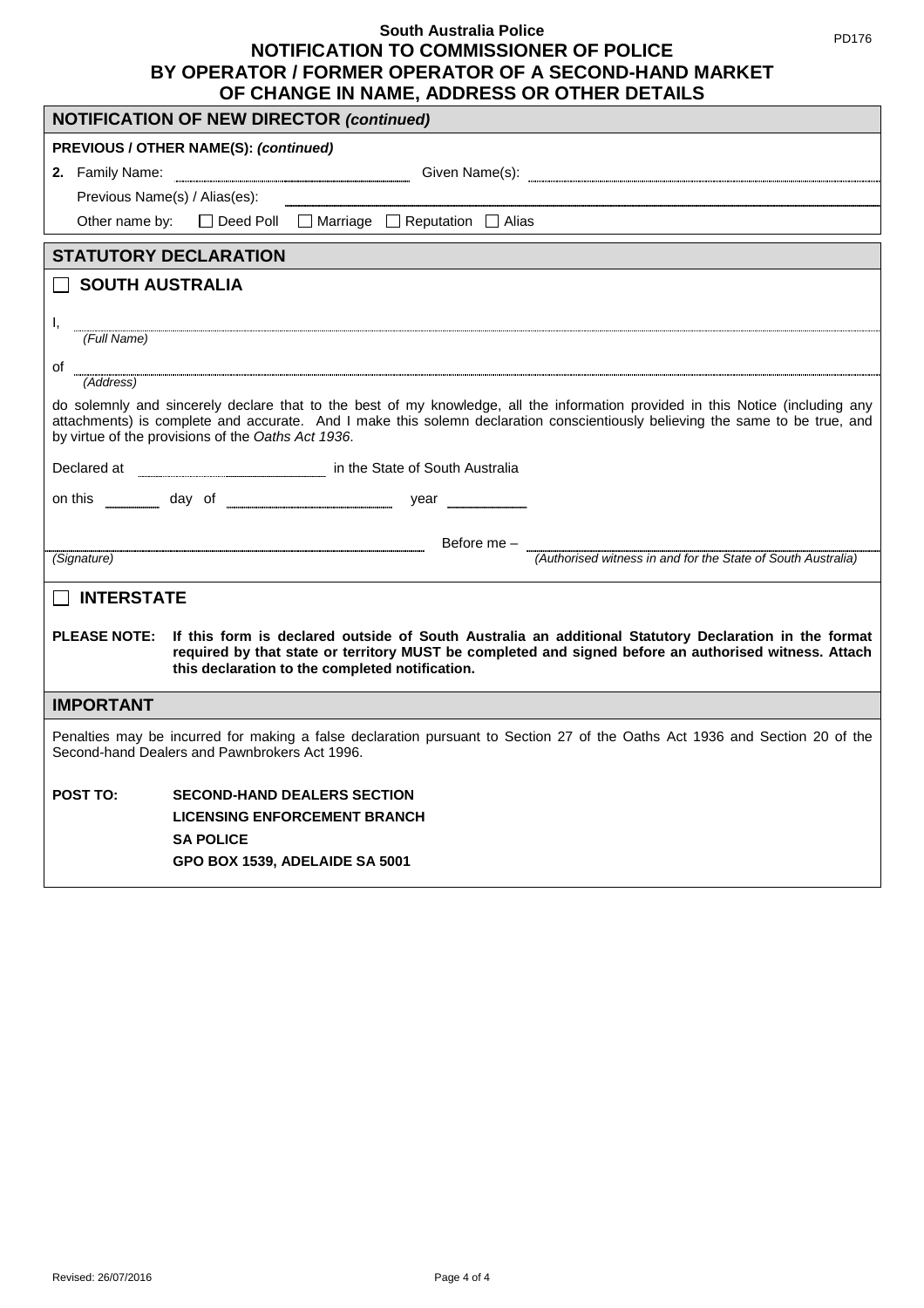South Australia Police

# NOTIFICATION TO COMMISSIONER OF POLICE BY OPERATOR / FORMER OPERATOR OF A SECOND-HAND MARKET OF CHANGE IN NAME, ADDRESS OR OTHER DETAILS

PD176

## NOTIFICATION OF NEW DIRECTOR *(continued)*

**PREVIOUS / OTHER NAME(S):** ***(continued)***

**2.** Family Name: .................... Given Name(s): ....................

Previous Name(s) / Alias(es): ....................

Other name by: ☐ Deed Poll ☐ Marriage ☐ Reputation ☐ Alias

## STATUTORY DECLARATION

### ☐ SOUTH AUSTRALIA

I, ....................
*(Full Name)*

of ....................
*(Address)*

do solemnly and sincerely declare that to the best of my knowledge, all the information provided in this Notice (including any attachments) is complete and accurate. And I make this solemn declaration conscientiously believing the same to be true, and by virtue of the provisions of the *Oaths Act 1936*.

Declared at .................... in the State of South Australia

on this .......... day of .................... year __________

.................... Before me – ....................
*(Signature)* *(Authorised witness in and for the State of South Australia)*

### ☐ INTERSTATE

**PLEASE NOTE: If this form is declared outside of South Australia an additional Statutory Declaration in the format required by that state or territory MUST be completed and signed before an authorised witness. Attach this declaration to the completed notification.**

## IMPORTANT

Penalties may be incurred for making a false declaration pursuant to Section 27 of the Oaths Act 1936 and Section 20 of the Second-hand Dealers and Pawnbrokers Act 1996.

**POST TO:**

**SECOND-HAND DEALERS SECTION**
**LICENSING ENFORCEMENT BRANCH**
**SA POLICE**
**GPO BOX 1539, ADELAIDE SA 5001**

Revised: 26/07/2016